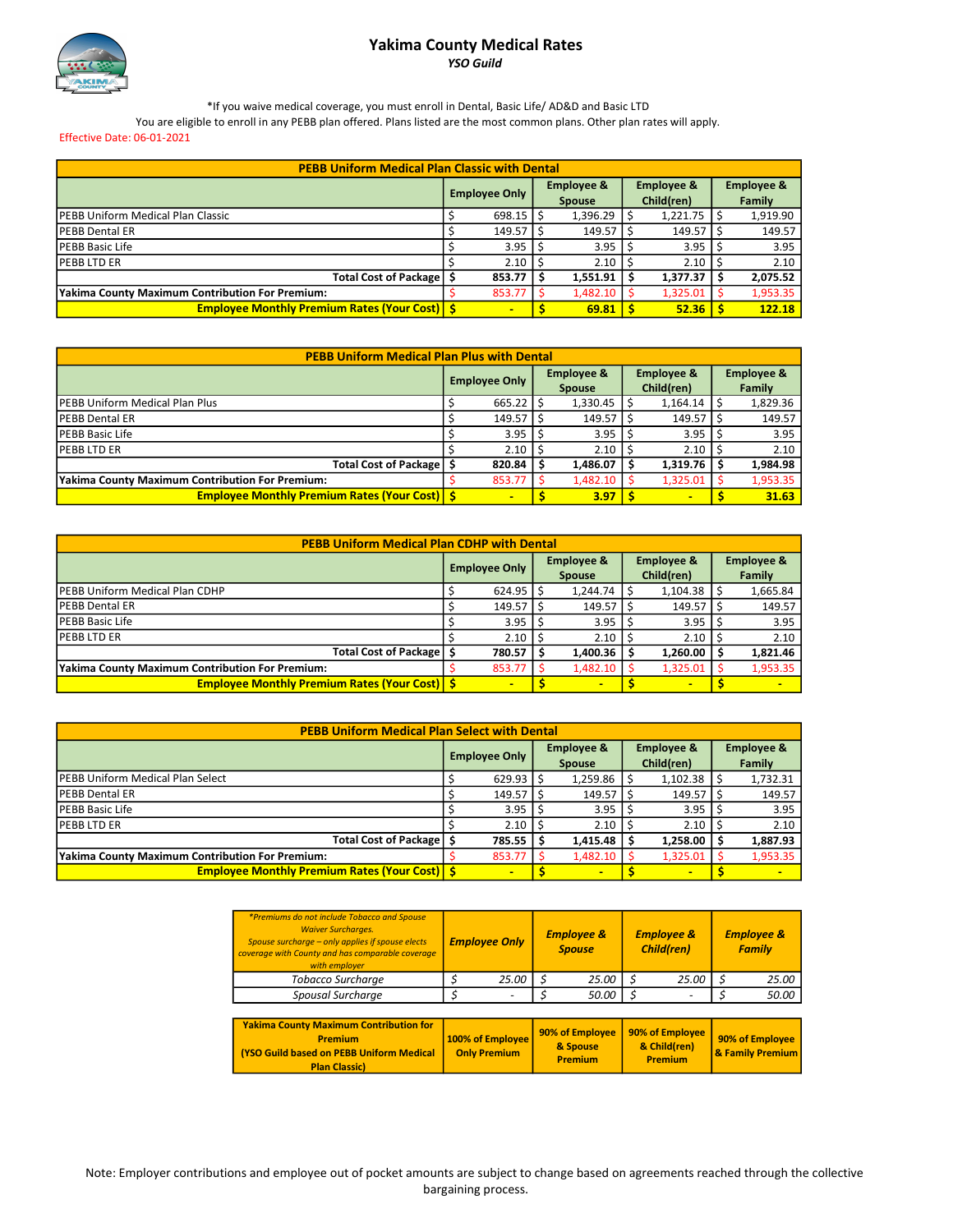# Yakima County Medical Rates

*YSO Guild*

*If you waive medical coverage, you must enroll in Dental, Basic Life/ AD&D and Basic LTD

You are eligible to enroll in any PEBB plan offered. Plans listed are the most common plans. Other plan rates will apply.

Effective Date: 06-01-2021

| PEBB Uniform Medical Plan Classic with Dental | | | | |
|---|---|---|---|---|
| | Employee Only | Employee & Spouse | Employee & Child(ren) | Employee & Family |
| PEBB Uniform Medical Plan Classic | $ 698.15 | $ 1,396.29 | $ 1,221.75 | $ 1,919.90 |
| PEBB Dental ER | $ 149.57 | $ 149.57 | $ 149.57 | $ 149.57 |
| PEBB Basic Life | $ 3.95 | $ 3.95 | $ 3.95 | $ 3.95 |
| PEBB LTD ER | $ 2.10 | $ 2.10 | $ 2.10 | $ 2.10 |
| **Total Cost of Package** | **$ 853.77** | **$ 1,551.91** | **$ 1,377.37** | **$ 2,075.52** |
| **Yakima County Maximum Contribution For Premium:** | $ 853.77 | $ 1,482.10 | $ 1,325.01 | $ 1,953.35 |
| **Employee Monthly Premium Rates (Your Cost)** | **$ -** | **$ 69.81** | **$ 52.36** | **$ 122.18** |

| PEBB Uniform Medical Plan Plus with Dental | | | | |
|---|---|---|---|---|
| | Employee Only | Employee & Spouse | Employee & Child(ren) | Employee & Family |
| PEBB Uniform Medical Plan Plus | $ 665.22 | $ 1,330.45 | $ 1,164.14 | $ 1,829.36 |
| PEBB Dental ER | $ 149.57 | $ 149.57 | $ 149.57 | $ 149.57 |
| PEBB Basic Life | $ 3.95 | $ 3.95 | $ 3.95 | $ 3.95 |
| PEBB LTD ER | $ 2.10 | $ 2.10 | $ 2.10 | $ 2.10 |
| **Total Cost of Package** | **$ 820.84** | **$ 1,486.07** | **$ 1,319.76** | **$ 1,984.98** |
| **Yakima County Maximum Contribution For Premium:** | $ 853.77 | $ 1,482.10 | $ 1,325.01 | $ 1,953.35 |
| **Employee Monthly Premium Rates (Your Cost)** | **$ -** | **$ 3.97** | **$ -** | **$ 31.63** |

| PEBB Uniform Medical Plan CDHP with Dental | | | | |
|---|---|---|---|---|
| | Employee Only | Employee & Spouse | Employee & Child(ren) | Employee & Family |
| PEBB Uniform Medical Plan CDHP | $ 624.95 | $ 1,244.74 | $ 1,104.38 | $ 1,665.84 |
| PEBB Dental ER | $ 149.57 | $ 149.57 | $ 149.57 | $ 149.57 |
| PEBB Basic Life | $ 3.95 | $ 3.95 | $ 3.95 | $ 3.95 |
| PEBB LTD ER | $ 2.10 | $ 2.10 | $ 2.10 | $ 2.10 |
| **Total Cost of Package** | **$ 780.57** | **$ 1,400.36** | **$ 1,260.00** | **$ 1,821.46** |
| **Yakima County Maximum Contribution For Premium:** | $ 853.77 | $ 1,482.10 | $ 1,325.01 | $ 1,953.35 |
| **Employee Monthly Premium Rates (Your Cost)** | **$ -** | **$ -** | **$ -** | **$ -** |

| PEBB Uniform Medical Plan Select with Dental | | | | |
|---|---|---|---|---|
| | Employee Only | Employee & Spouse | Employee & Child(ren) | Employee & Family |
| PEBB Uniform Medical Plan Select | $ 629.93 | $ 1,259.86 | $ 1,102.38 | $ 1,732.31 |
| PEBB Dental ER | $ 149.57 | $ 149.57 | $ 149.57 | $ 149.57 |
| PEBB Basic Life | $ 3.95 | $ 3.95 | $ 3.95 | $ 3.95 |
| PEBB LTD ER | $ 2.10 | $ 2.10 | $ 2.10 | $ 2.10 |
| **Total Cost of Package** | **$ 785.55** | **$ 1,415.48** | **$ 1,258.00** | **$ 1,887.93** |
| **Yakima County Maximum Contribution For Premium:** | $ 853.77 | $ 1,482.10 | $ 1,325.01 | $ 1,953.35 |
| **Employee Monthly Premium Rates (Your Cost)** | **$ -** | **$ -** | **$ -** | **$ -** |

| *\*Premiums do not include Tobacco and Spouse Waiver Surcharges. Spouse surcharge – only applies if spouse elects coverage with County and has comparable coverage with employer* | ***Employee Only*** | ***Employee & Spouse*** | ***Employee & Child(ren)*** | ***Employee & Family*** |
|---|---|---|---|---|
| *Tobacco Surcharge* | *$ 25.00* | *$ 25.00* | *$ 25.00* | *$ 25.00* |
| *Spousal Surcharge* | *$ -* | *$ 50.00* | *$ -* | *$ 50.00* |

| **Yakima County Maximum Contribution for Premium (YSO Guild based on PEBB Uniform Medical Plan Classic)** | **100% of Employee Only Premium** | **90% of Employee & Spouse Premium** | **90% of Employee & Child(ren) Premium** | **90% of Employee & Family Premium** |
|---|---|---|---|---|

Note: Employer contributions and employee out of pocket amounts are subject to change based on agreements reached through the collective bargaining process.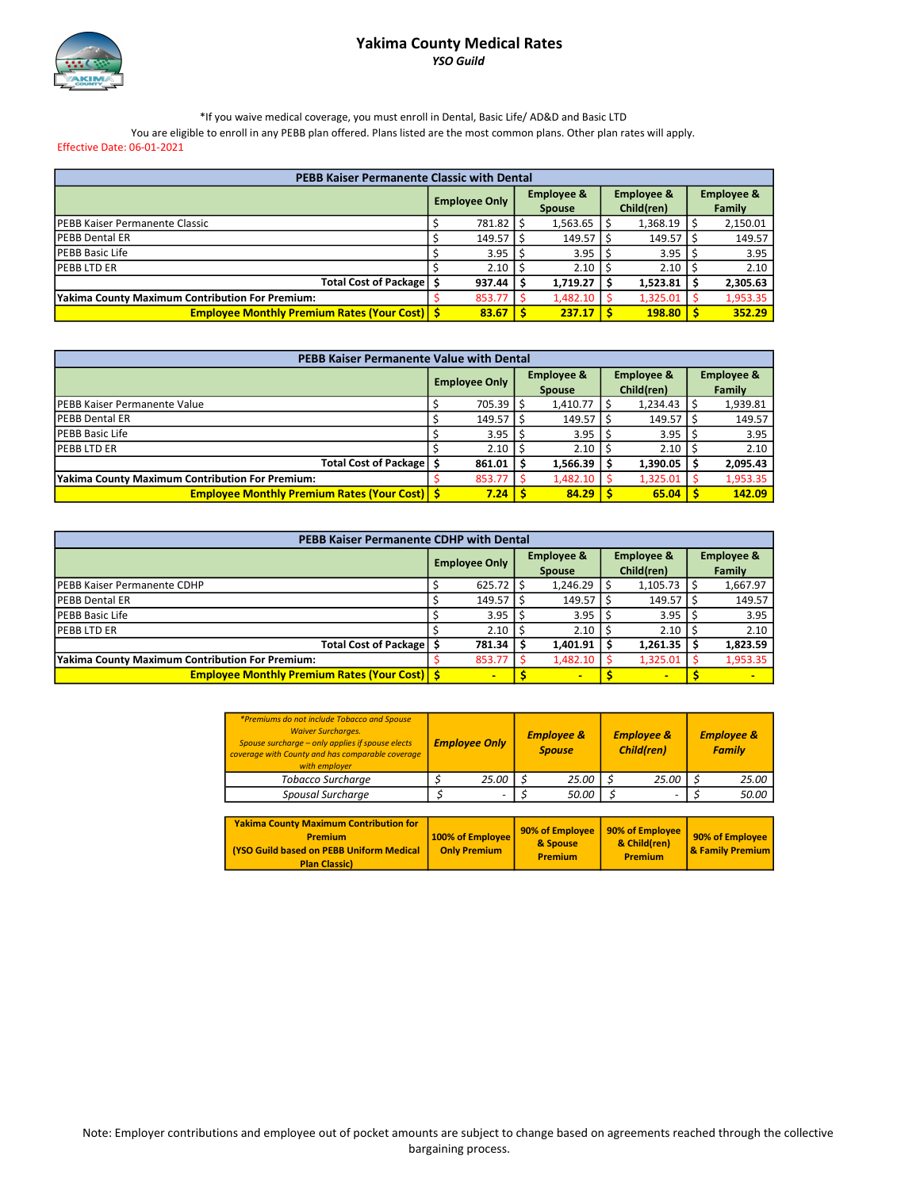# Yakima County Medical Rates

*YSO Guild*

*If you waive medical coverage, you must enroll in Dental, Basic Life/ AD&D and Basic LTD

You are eligible to enroll in any PEBB plan offered. Plans listed are the most common plans. Other plan rates will apply.

Effective Date: 06-01-2021

| PEBB Kaiser Permanente Classic with Dental | Employee Only | Employee & Spouse | Employee & Child(ren) | Employee & Family |
|---|---|---|---|---|
| PEBB Kaiser Permanente Classic | $ 781.82 | $ 1,563.65 | $ 1,368.19 | $ 2,150.01 |
| PEBB Dental ER | $ 149.57 | $ 149.57 | $ 149.57 | $ 149.57 |
| PEBB Basic Life | $ 3.95 | $ 3.95 | $ 3.95 | $ 3.95 |
| PEBB LTD ER | $ 2.10 | $ 2.10 | $ 2.10 | $ 2.10 |
| **Total Cost of Package** | **$ 937.44** | **$ 1,719.27** | **$ 1,523.81** | **$ 2,305.63** |
| **Yakima County Maximum Contribution For Premium:** | $ 853.77 | $ 1,482.10 | $ 1,325.01 | $ 1,953.35 |
| **Employee Monthly Premium Rates (Your Cost)** | **$ 83.67** | **$ 237.17** | **$ 198.80** | **$ 352.29** |

| PEBB Kaiser Permanente Value with Dental | Employee Only | Employee & Spouse | Employee & Child(ren) | Employee & Family |
|---|---|---|---|---|
| PEBB Kaiser Permanente Value | $ 705.39 | $ 1,410.77 | $ 1,234.43 | $ 1,939.81 |
| PEBB Dental ER | $ 149.57 | $ 149.57 | $ 149.57 | $ 149.57 |
| PEBB Basic Life | $ 3.95 | $ 3.95 | $ 3.95 | $ 3.95 |
| PEBB LTD ER | $ 2.10 | $ 2.10 | $ 2.10 | $ 2.10 |
| **Total Cost of Package** | **$ 861.01** | **$ 1,566.39** | **$ 1,390.05** | **$ 2,095.43** |
| **Yakima County Maximum Contribution For Premium:** | $ 853.77 | $ 1,482.10 | $ 1,325.01 | $ 1,953.35 |
| **Employee Monthly Premium Rates (Your Cost)** | **$ 7.24** | **$ 84.29** | **$ 65.04** | **$ 142.09** |

| PEBB Kaiser Permanente CDHP with Dental | Employee Only | Employee & Spouse | Employee & Child(ren) | Employee & Family |
|---|---|---|---|---|
| PEBB Kaiser Permanente CDHP | $ 625.72 | $ 1,246.29 | $ 1,105.73 | $ 1,667.97 |
| PEBB Dental ER | $ 149.57 | $ 149.57 | $ 149.57 | $ 149.57 |
| PEBB Basic Life | $ 3.95 | $ 3.95 | $ 3.95 | $ 3.95 |
| PEBB LTD ER | $ 2.10 | $ 2.10 | $ 2.10 | $ 2.10 |
| **Total Cost of Package** | **$ 781.34** | **$ 1,401.91** | **$ 1,261.35** | **$ 1,823.59** |
| **Yakima County Maximum Contribution For Premium:** | $ 853.77 | $ 1,482.10 | $ 1,325.01 | $ 1,953.35 |
| **Employee Monthly Premium Rates (Your Cost)** | **$ -** | **$ -** | **$ -** | **$ -** |

| *\*Premiums do not include Tobacco and Spouse Waiver Surcharges. Spouse surcharge – only applies if spouse elects coverage with County and has comparable coverage with employer* | ***Employee Only*** | ***Employee & Spouse*** | ***Employee & Child(ren)*** | ***Employee & Family*** |
|---|---|---|---|---|
| *Tobacco Surcharge* | *$ 25.00* | *$ 25.00* | *$ 25.00* | *$ 25.00* |
| *Spousal Surcharge* | *$ -* | *$ 50.00* | *$ -* | *$ 50.00* |

| | | | | |
|---|---|---|---|---|
| **Yakima County Maximum Contribution for Premium (YSO Guild based on PEBB Uniform Medical Plan Classic)** | **100% of Employee Only Premium** | **90% of Employee & Spouse Premium** | **90% of Employee & Child(ren) Premium** | **90% of Employee & Family Premium** |

Note: Employer contributions and employee out of pocket amounts are subject to change based on agreements reached through the collective bargaining process.